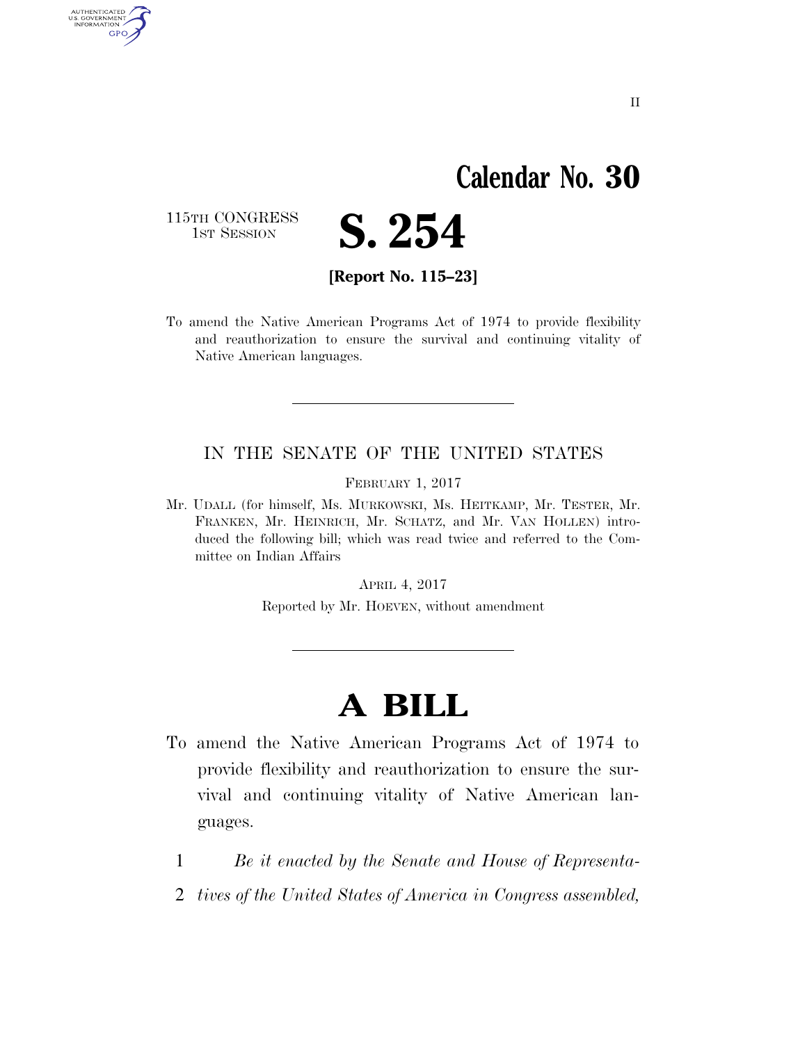II

# Calendar No. 30

115TH CONGRESS
1ST SESSION

# S. 254

**[Report No. 115–23]**

To amend the Native American Programs Act of 1974 to provide flexibility and reauthorization to ensure the survival and continuing vitality of Native American languages.

---

IN THE SENATE OF THE UNITED STATES

FEBRUARY 1, 2017

Mr. UDALL (for himself, Ms. MURKOWSKI, Ms. HEITKAMP, Mr. TESTER, Mr. FRANKEN, Mr. HEINRICH, Mr. SCHATZ, and Mr. VAN HOLLEN) introduced the following bill; which was read twice and referred to the Committee on Indian Affairs

APRIL 4, 2017

Reported by Mr. HOEVEN, without amendment

---

# A BILL

To amend the Native American Programs Act of 1974 to provide flexibility and reauthorization to ensure the survival and continuing vitality of Native American languages.

1 *Be it enacted by the Senate and House of Representa-*
2 *tives of the United States of America in Congress assembled,*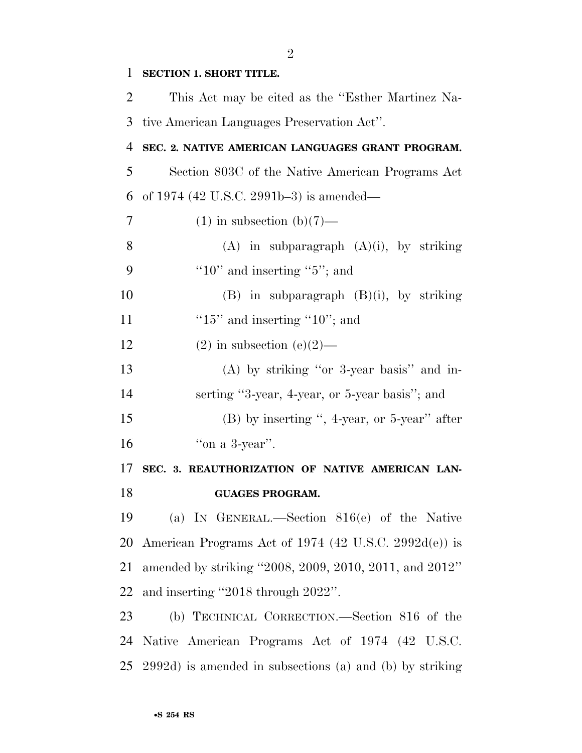**SECTION 1. SHORT TITLE.**

This Act may be cited as the ''Esther Martinez Native American Languages Preservation Act''.

**SEC. 2. NATIVE AMERICAN LANGUAGES GRANT PROGRAM.**

Section 803C of the Native American Programs Act of 1974 (42 U.S.C. 2991b–3) is amended—

(1) in subsection (b)(7)—

(A) in subparagraph (A)(i), by striking ''10'' and inserting ''5''; and

(B) in subparagraph (B)(i), by striking ''15'' and inserting ''10''; and

(2) in subsection (e)(2)—

(A) by striking ''or 3-year basis'' and inserting ''3-year, 4-year, or 5-year basis''; and

(B) by inserting '', 4-year, or 5-year'' after ''on a 3-year''.

**SEC. 3. REAUTHORIZATION OF NATIVE AMERICAN LANGUAGES PROGRAM.**

(a) IN GENERAL.—Section 816(e) of the Native American Programs Act of 1974 (42 U.S.C. 2992d(e)) is amended by striking ''2008, 2009, 2010, 2011, and 2012'' and inserting ''2018 through 2022''.

(b) TECHNICAL CORRECTION.—Section 816 of the Native American Programs Act of 1974 (42 U.S.C. 2992d) is amended in subsections (a) and (b) by striking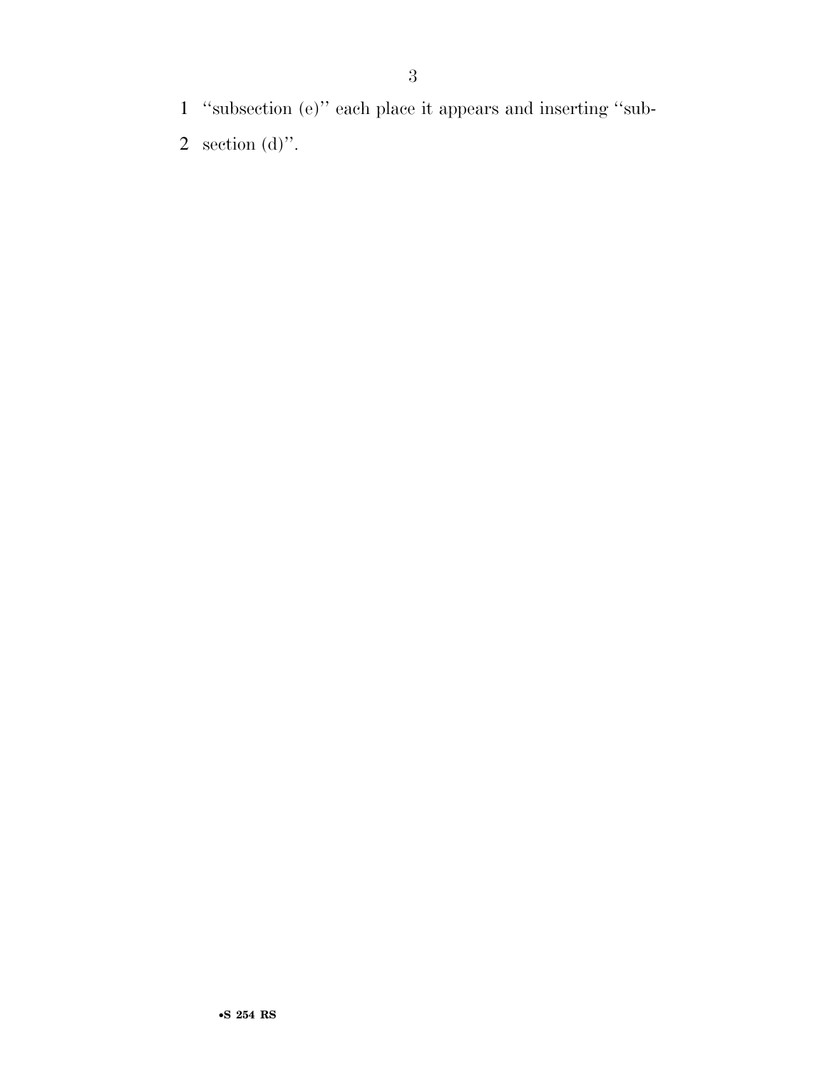"subsection (e)" each place it appears and inserting "subsection (d)".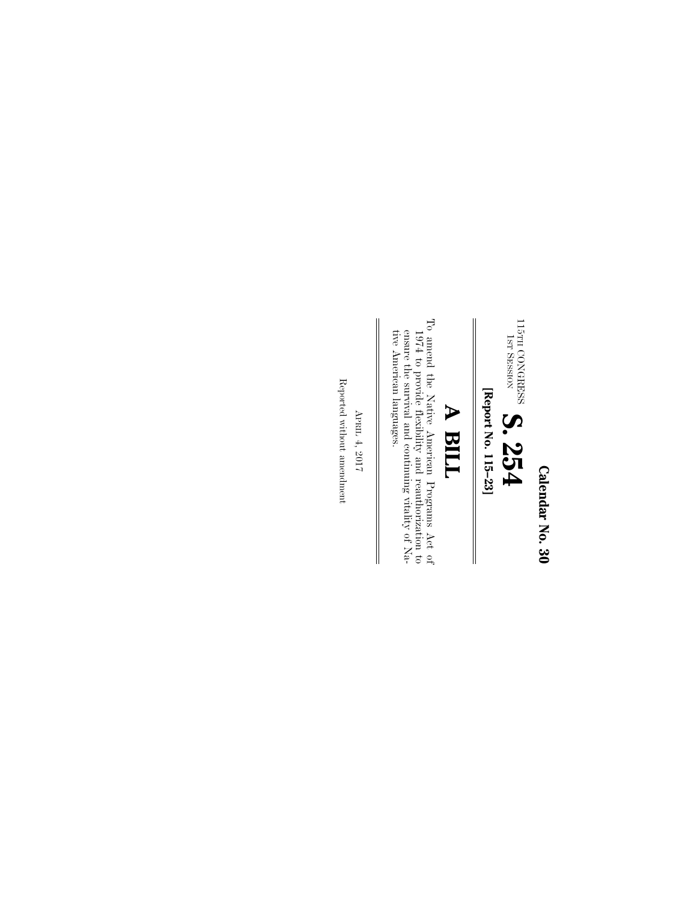Calendar No. 30

115TH CONGRESS
1ST SESSION

# S. 254

**[Report No. 115–23]**

# A BILL

To amend the Native American Programs Act of 1974 to provide flexibility and reauthorization to ensure the survival and continuing vitality of Native American languages.

APRIL 4, 2017

Reported without amendment